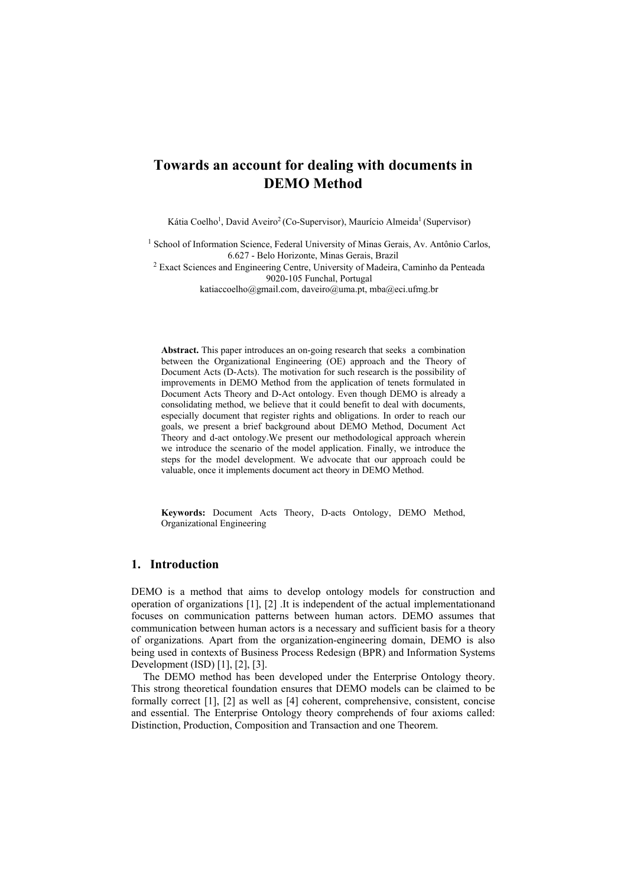# Towards an account for dealing with documents in DEMO Method

Kátia Coelho[1], David Aveiro[2] (Co-Supervisor), Maurício Almeida[1] (Supervisor)

[1] School of Information Science, Federal University of Minas Gerais, Av. Antônio Carlos, 6.627 - Belo Horizonte, Minas Gerais, Brazil
[2] Exact Sciences and Engineering Centre, University of Madeira, Caminho da Penteada 9020-105 Funchal, Portugal
katiaccoelho@gmail.com, daveiro@uma.pt, mba@eci.ufmg.br

**Abstract.** This paper introduces an on-going research that seeks a combination between the Organizational Engineering (OE) approach and the Theory of Document Acts (D-Acts). The motivation for such research is the possibility of improvements in DEMO Method from the application of tenets formulated in Document Acts Theory and D-Act ontology. Even though DEMO is already a consolidating method, we believe that it could benefit to deal with documents, especially document that register rights and obligations. In order to reach our goals, we present a brief background about DEMO Method, Document Act Theory and d-act ontology.We present our methodological approach wherein we introduce the scenario of the model application. Finally, we introduce the steps for the model development. We advocate that our approach could be valuable, once it implements document act theory in DEMO Method.

**Keywords:** Document Acts Theory, D-acts Ontology, DEMO Method, Organizational Engineering

## 1. Introduction

DEMO is a method that aims to develop ontology models for construction and operation of organizations [1], [2] .It is independent of the actual implementationand focuses on communication patterns between human actors. DEMO assumes that communication between human actors is a necessary and sufficient basis for a theory of organizations. Apart from the organization-engineering domain, DEMO is also being used in contexts of Business Process Redesign (BPR) and Information Systems Development (ISD) [1], [2], [3].

The DEMO method has been developed under the Enterprise Ontology theory. This strong theoretical foundation ensures that DEMO models can be claimed to be formally correct [1], [2] as well as [4] coherent, comprehensive, consistent, concise and essential. The Enterprise Ontology theory comprehends of four axioms called: Distinction, Production, Composition and Transaction and one Theorem.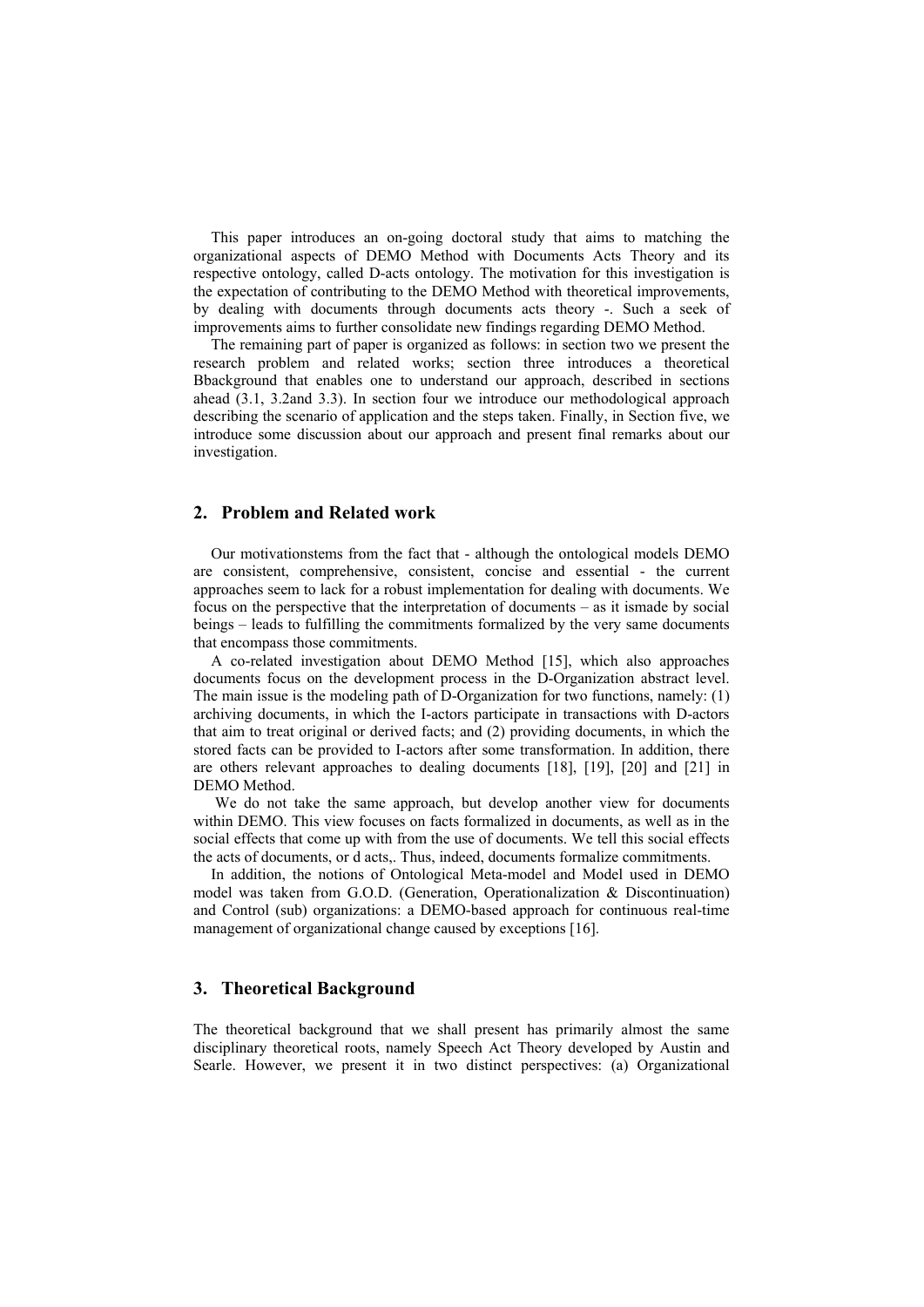This paper introduces an on-going doctoral study that aims to matching the organizational aspects of DEMO Method with Documents Acts Theory and its respective ontology, called D-acts ontology. The motivation for this investigation is the expectation of contributing to the DEMO Method with theoretical improvements, by dealing with documents through documents acts theory -. Such a seek of improvements aims to further consolidate new findings regarding DEMO Method.

The remaining part of paper is organized as follows: in section two we present the research problem and related works; section three introduces a theoretical Bbackground that enables one to understand our approach, described in sections ahead (3.1, 3.2and 3.3). In section four we introduce our methodological approach describing the scenario of application and the steps taken. Finally, in Section five, we introduce some discussion about our approach and present final remarks about our investigation.

## 2. Problem and Related work

Our motivationstems from the fact that - although the ontological models DEMO are consistent, comprehensive, consistent, concise and essential - the current approaches seem to lack for a robust implementation for dealing with documents. We focus on the perspective that the interpretation of documents – as it ismade by social beings – leads to fulfilling the commitments formalized by the very same documents that encompass those commitments.

A co-related investigation about DEMO Method [15], which also approaches documents focus on the development process in the D-Organization abstract level. The main issue is the modeling path of D-Organization for two functions, namely: (1) archiving documents, in which the I-actors participate in transactions with D-actors that aim to treat original or derived facts; and (2) providing documents, in which the stored facts can be provided to I-actors after some transformation. In addition, there are others relevant approaches to dealing documents [18], [19], [20] and [21] in DEMO Method.

We do not take the same approach, but develop another view for documents within DEMO. This view focuses on facts formalized in documents, as well as in the social effects that come up with from the use of documents. We tell this social effects the acts of documents, or d acts,. Thus, indeed, documents formalize commitments.

In addition, the notions of Ontological Meta-model and Model used in DEMO model was taken from G.O.D. (Generation, Operationalization & Discontinuation) and Control (sub) organizations: a DEMO-based approach for continuous real-time management of organizational change caused by exceptions [16].

## 3. Theoretical Background

The theoretical background that we shall present has primarily almost the same disciplinary theoretical roots, namely Speech Act Theory developed by Austin and Searle. However, we present it in two distinct perspectives: (a) Organizational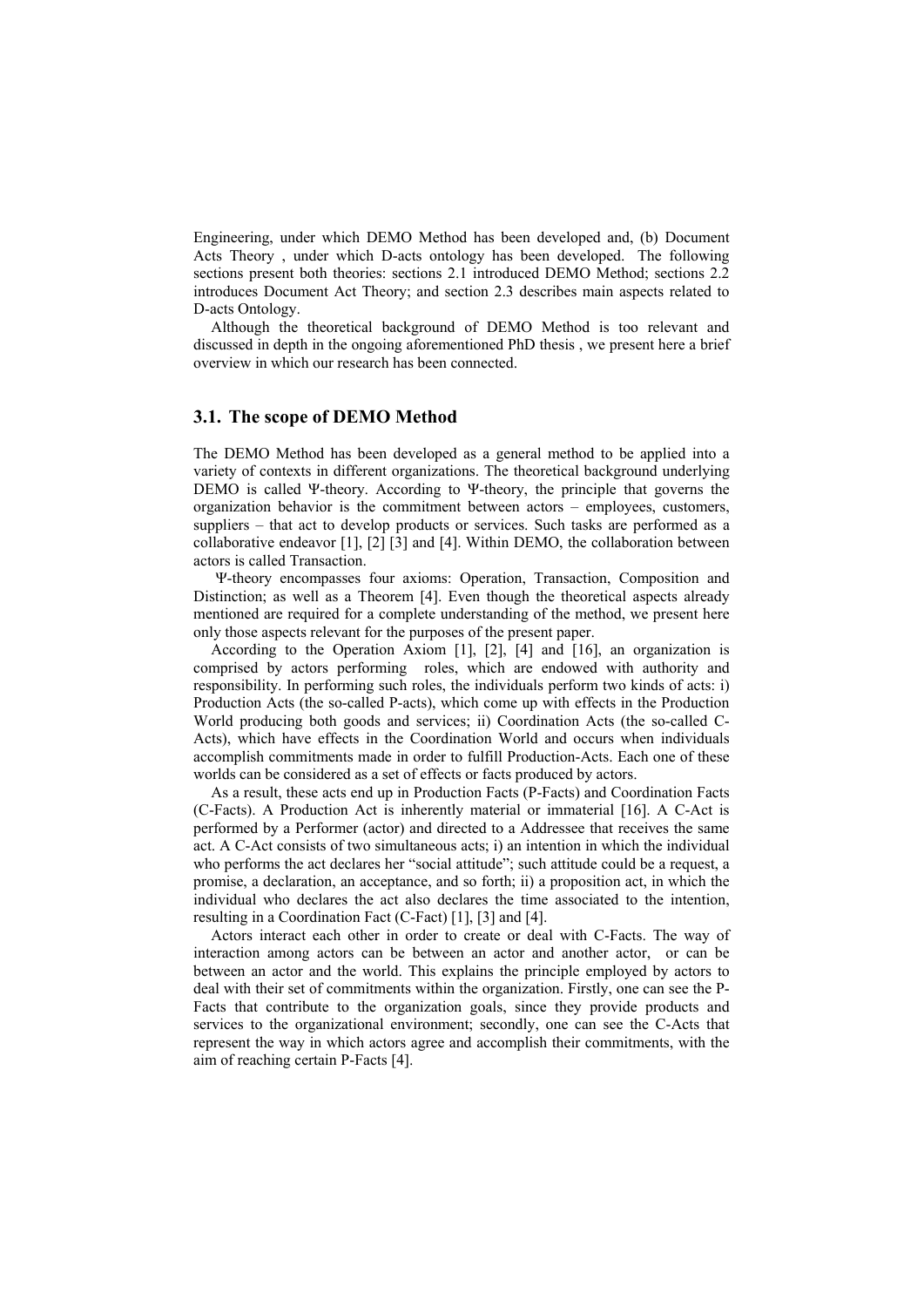Engineering, under which DEMO Method has been developed and, (b) Document Acts Theory , under which D-acts ontology has been developed. The following sections present both theories: sections 2.1 introduced DEMO Method; sections 2.2 introduces Document Act Theory; and section 2.3 describes main aspects related to D-acts Ontology.

Although the theoretical background of DEMO Method is too relevant and discussed in depth in the ongoing aforementioned PhD thesis , we present here a brief overview in which our research has been connected.

### 3.1. The scope of DEMO Method

The DEMO Method has been developed as a general method to be applied into a variety of contexts in different organizations. The theoretical background underlying DEMO is called Ψ-theory. According to Ψ-theory, the principle that governs the organization behavior is the commitment between actors – employees, customers, suppliers – that act to develop products or services. Such tasks are performed as a collaborative endeavor [1], [2] [3] and [4]. Within DEMO, the collaboration between actors is called Transaction.

Ψ-theory encompasses four axioms: Operation, Transaction, Composition and Distinction; as well as a Theorem [4]. Even though the theoretical aspects already mentioned are required for a complete understanding of the method, we present here only those aspects relevant for the purposes of the present paper.

According to the Operation Axiom [1], [2], [4] and [16], an organization is comprised by actors performing roles, which are endowed with authority and responsibility. In performing such roles, the individuals perform two kinds of acts: i) Production Acts (the so-called P-acts), which come up with effects in the Production World producing both goods and services; ii) Coordination Acts (the so-called C-Acts), which have effects in the Coordination World and occurs when individuals accomplish commitments made in order to fulfill Production-Acts. Each one of these worlds can be considered as a set of effects or facts produced by actors.

As a result, these acts end up in Production Facts (P-Facts) and Coordination Facts (C-Facts). A Production Act is inherently material or immaterial [16]. A C-Act is performed by a Performer (actor) and directed to a Addressee that receives the same act. A C-Act consists of two simultaneous acts; i) an intention in which the individual who performs the act declares her "social attitude"; such attitude could be a request, a promise, a declaration, an acceptance, and so forth; ii) a proposition act, in which the individual who declares the act also declares the time associated to the intention, resulting in a Coordination Fact (C-Fact) [1], [3] and [4].

Actors interact each other in order to create or deal with C-Facts. The way of interaction among actors can be between an actor and another actor, or can be between an actor and the world. This explains the principle employed by actors to deal with their set of commitments within the organization. Firstly, one can see the P-Facts that contribute to the organization goals, since they provide products and services to the organizational environment; secondly, one can see the C-Acts that represent the way in which actors agree and accomplish their commitments, with the aim of reaching certain P-Facts [4].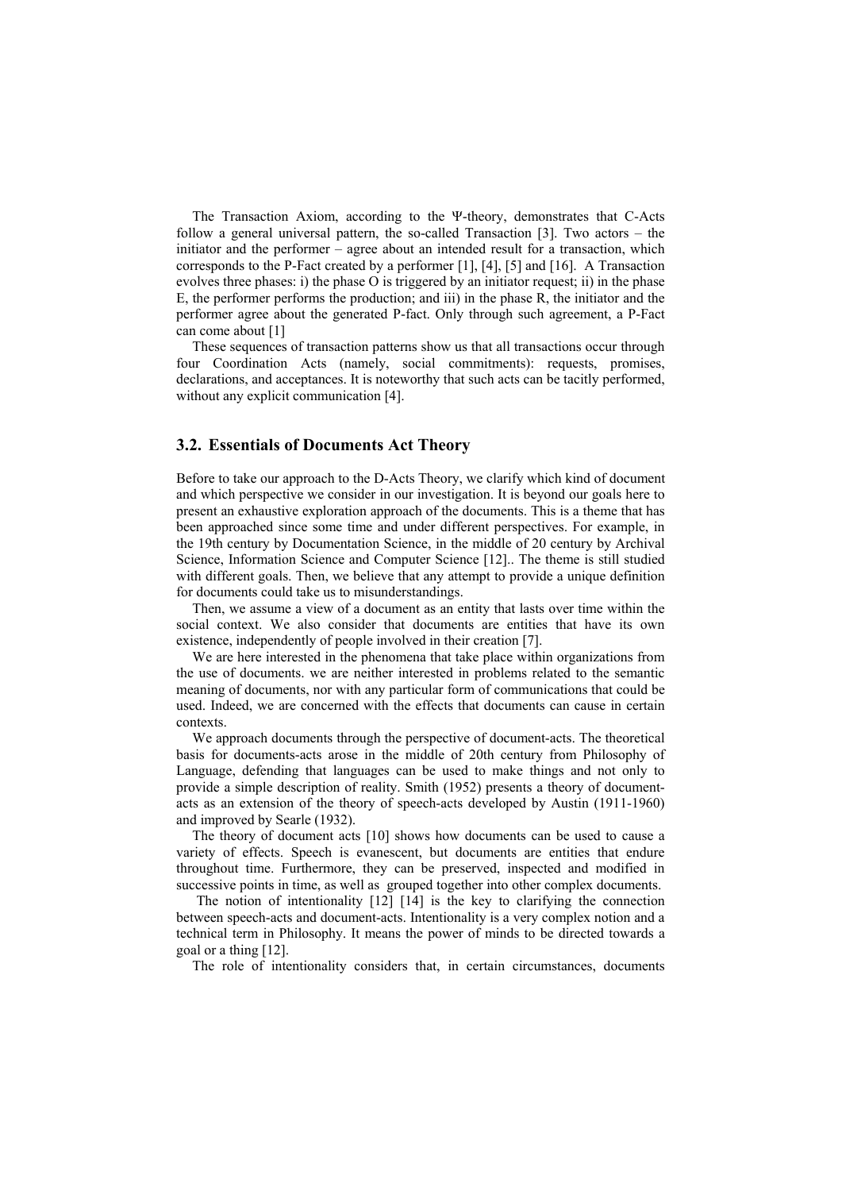The Transaction Axiom, according to the Ψ-theory, demonstrates that C-Acts follow a general universal pattern, the so-called Transaction [3]. Two actors – the initiator and the performer – agree about an intended result for a transaction, which corresponds to the P-Fact created by a performer [1], [4], [5] and [16]. A Transaction evolves three phases: i) the phase O is triggered by an initiator request; ii) in the phase E, the performer performs the production; and iii) in the phase R, the initiator and the performer agree about the generated P-fact. Only through such agreement, a P-Fact can come about [1]

These sequences of transaction patterns show us that all transactions occur through four Coordination Acts (namely, social commitments): requests, promises, declarations, and acceptances. It is noteworthy that such acts can be tacitly performed, without any explicit communication [4].

## 3.2. Essentials of Documents Act Theory

Before to take our approach to the D-Acts Theory, we clarify which kind of document and which perspective we consider in our investigation. It is beyond our goals here to present an exhaustive exploration approach of the documents. This is a theme that has been approached since some time and under different perspectives. For example, in the 19th century by Documentation Science, in the middle of 20 century by Archival Science, Information Science and Computer Science [12].. The theme is still studied with different goals. Then, we believe that any attempt to provide a unique definition for documents could take us to misunderstandings.

Then, we assume a view of a document as an entity that lasts over time within the social context. We also consider that documents are entities that have its own existence, independently of people involved in their creation [7].

We are here interested in the phenomena that take place within organizations from the use of documents. we are neither interested in problems related to the semantic meaning of documents, nor with any particular form of communications that could be used. Indeed, we are concerned with the effects that documents can cause in certain contexts.

We approach documents through the perspective of document-acts. The theoretical basis for documents-acts arose in the middle of 20th century from Philosophy of Language, defending that languages can be used to make things and not only to provide a simple description of reality. Smith (1952) presents a theory of document-acts as an extension of the theory of speech-acts developed by Austin (1911-1960) and improved by Searle (1932).

The theory of document acts [10] shows how documents can be used to cause a variety of effects. Speech is evanescent, but documents are entities that endure throughout time. Furthermore, they can be preserved, inspected and modified in successive points in time, as well as grouped together into other complex documents.

The notion of intentionality [12] [14] is the key to clarifying the connection between speech-acts and document-acts. Intentionality is a very complex notion and a technical term in Philosophy. It means the power of minds to be directed towards a goal or a thing [12].

The role of intentionality considers that, in certain circumstances, documents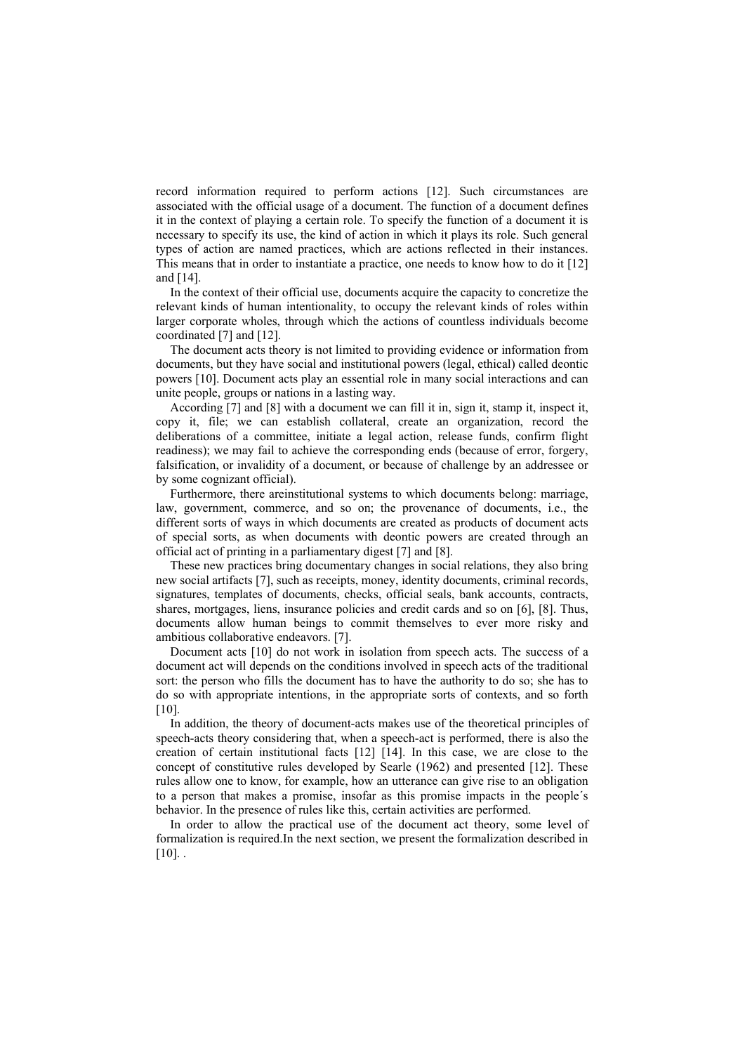record information required to perform actions [12]. Such circumstances are associated with the official usage of a document. The function of a document defines it in the context of playing a certain role. To specify the function of a document it is necessary to specify its use, the kind of action in which it plays its role. Such general types of action are named practices, which are actions reflected in their instances. This means that in order to instantiate a practice, one needs to know how to do it [12] and [14].

In the context of their official use, documents acquire the capacity to concretize the relevant kinds of human intentionality, to occupy the relevant kinds of roles within larger corporate wholes, through which the actions of countless individuals become coordinated [7] and [12].

The document acts theory is not limited to providing evidence or information from documents, but they have social and institutional powers (legal, ethical) called deontic powers [10]. Document acts play an essential role in many social interactions and can unite people, groups or nations in a lasting way.

According [7] and [8] with a document we can fill it in, sign it, stamp it, inspect it, copy it, file; we can establish collateral, create an organization, record the deliberations of a committee, initiate a legal action, release funds, confirm flight readiness); we may fail to achieve the corresponding ends (because of error, forgery, falsification, or invalidity of a document, or because of challenge by an addressee or by some cognizant official).

Furthermore, there areinstitutional systems to which documents belong: marriage, law, government, commerce, and so on; the provenance of documents, i.e., the different sorts of ways in which documents are created as products of document acts of special sorts, as when documents with deontic powers are created through an official act of printing in a parliamentary digest [7] and [8].

These new practices bring documentary changes in social relations, they also bring new social artifacts [7], such as receipts, money, identity documents, criminal records, signatures, templates of documents, checks, official seals, bank accounts, contracts, shares, mortgages, liens, insurance policies and credit cards and so on [6], [8]. Thus, documents allow human beings to commit themselves to ever more risky and ambitious collaborative endeavors. [7].

Document acts [10] do not work in isolation from speech acts. The success of a document act will depends on the conditions involved in speech acts of the traditional sort: the person who fills the document has to have the authority to do so; she has to do so with appropriate intentions, in the appropriate sorts of contexts, and so forth [10].

In addition, the theory of document-acts makes use of the theoretical principles of speech-acts theory considering that, when a speech-act is performed, there is also the creation of certain institutional facts [12] [14]. In this case, we are close to the concept of constitutive rules developed by Searle (1962) and presented [12]. These rules allow one to know, for example, how an utterance can give rise to an obligation to a person that makes a promise, insofar as this promise impacts in the people´s behavior. In the presence of rules like this, certain activities are performed.

In order to allow the practical use of the document act theory, some level of formalization is required.In the next section, we present the formalization described in [10]. .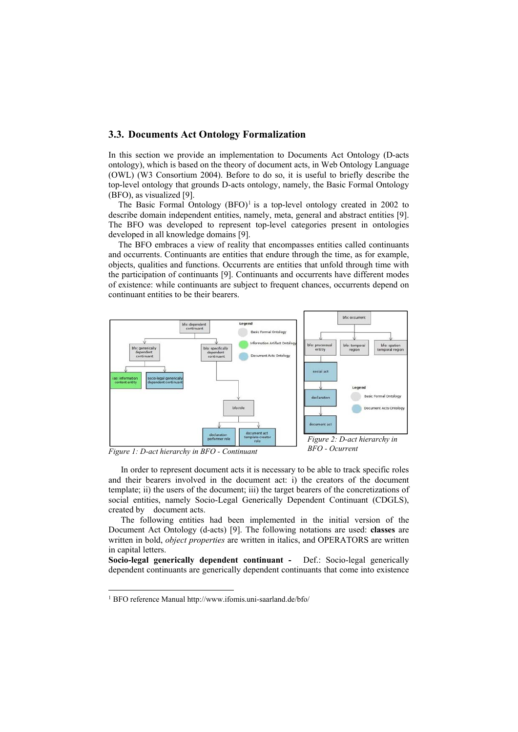## 3.3. Documents Act Ontology Formalization

In this section we provide an implementation to Documents Act Ontology (D-acts ontology), which is based on the theory of document acts, in Web Ontology Language (OWL) (W3 Consortium 2004). Before to do so, it is useful to briefly describe the top-level ontology that grounds D-acts ontology, namely, the Basic Formal Ontology (BFO), as visualized [9].

The Basic Formal Ontology (BFO)[1] is a top-level ontology created in 2002 to describe domain independent entities, namely, meta, general and abstract entities [9]. The BFO was developed to represent top-level categories present in ontologies developed in all knowledge domains [9].

The BFO embraces a view of reality that encompasses entities called continuants and occurrents. Continuants are entities that endure through the time, as for example, objects, qualities and functions. Occurrents are entities that unfold through time with the participation of continuants [9]. Continuants and occurrents have different modes of existence: while continuants are subject to frequent chances, occurrents depend on continuant entities to be their bearers.

*Figure 1: D-act hierarchy in BFO - Continuant*

*Figure 2: D-act hierarchy in BFO - Ocurrent*

In order to represent document acts it is necessary to be able to track specific roles and their bearers involved in the document act: i) the creators of the document template; ii) the users of the document; iii) the target bearers of the concretizations of social entities, namely Socio-Legal Generically Dependent Continuant (CDGLS), created by document acts.

The following entities had been implemented in the initial version of the Document Act Ontology (d-acts) [9]. The following notations are used: **classes** are written in bold, *object properties* are written in italics, and OPERATORS are written in capital letters.

**Socio-legal generically dependent continuant -** Def.: Socio-legal generically dependent continuants are generically dependent continuants that come into existence

---

[1] BFO reference Manual http://www.ifomis.uni-saarland.de/bfo/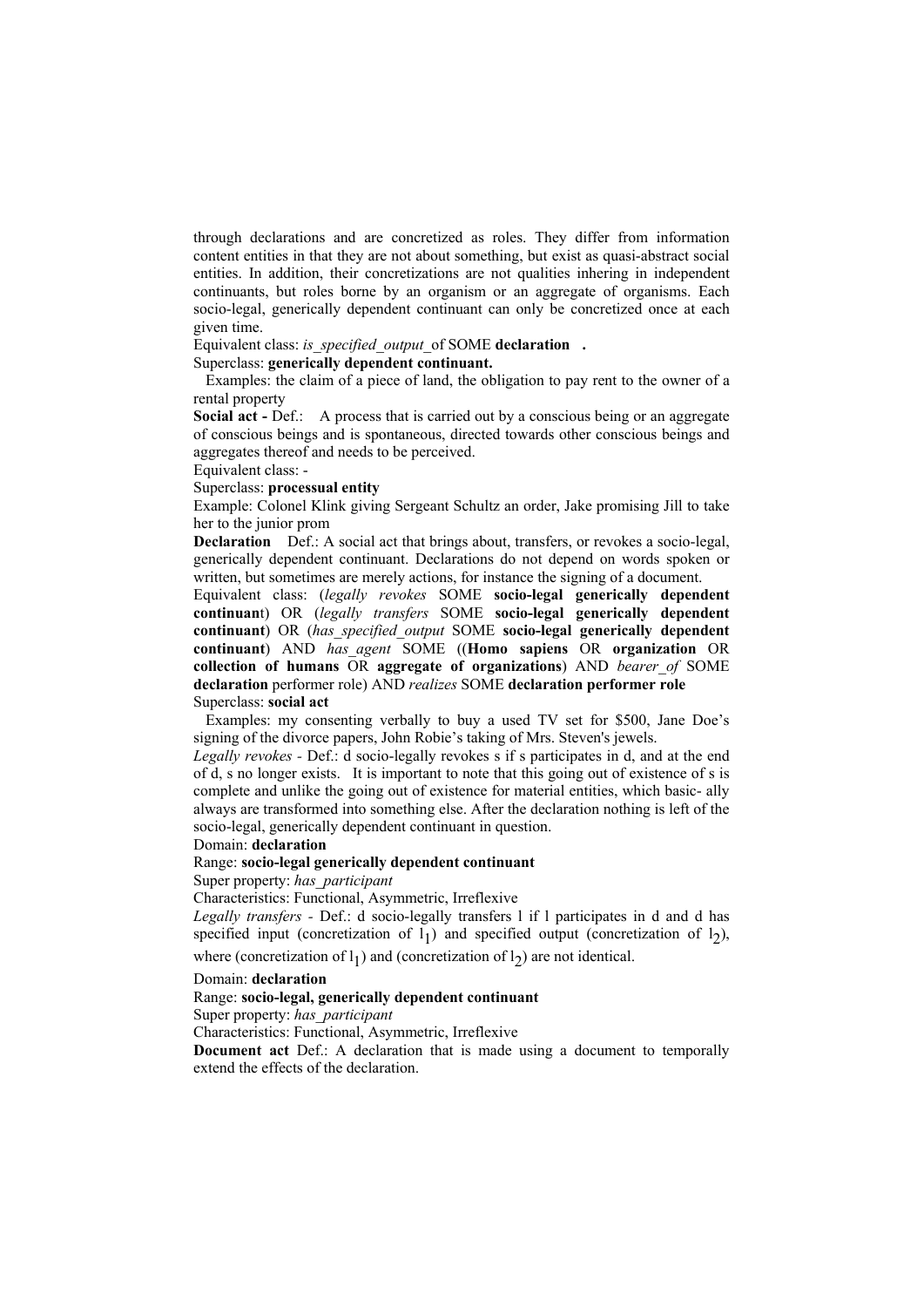through declarations and are concretized as roles. They differ from information content entities in that they are not about something, but exist as quasi-abstract social entities. In addition, their concretizations are not qualities inhering in independent continuants, but roles borne by an organism or an aggregate of organisms. Each socio-legal, generically dependent continuant can only be concretized once at each given time.

Equivalent class: *is_specified_output_*of SOME **declaration .**

Superclass: **generically dependent continuant.**

Examples: the claim of a piece of land, the obligation to pay rent to the owner of a rental property

**Social act -** Def.: A process that is carried out by a conscious being or an aggregate of conscious beings and is spontaneous, directed towards other conscious beings and aggregates thereof and needs to be perceived.

Equivalent class: -

Superclass: **processual entity**

Example: Colonel Klink giving Sergeant Schultz an order, Jake promising Jill to take her to the junior prom

**Declaration** Def.: A social act that brings about, transfers, or revokes a socio-legal, generically dependent continuant. Declarations do not depend on words spoken or written, but sometimes are merely actions, for instance the signing of a document.

Equivalent class: (*legally revokes* SOME **socio-legal generically dependent continuan**t) OR (*legally transfers* SOME **socio-legal generically dependent continuant**) OR (*has_specified_output* SOME **socio-legal generically dependent continuant**) AND *has_agent* SOME ((**Homo sapiens** OR **organization** OR **collection of humans** OR **aggregate of organizations**) AND *bearer_of* SOME **declaration** performer role) AND *realizes* SOME **declaration performer role**

Superclass: **social act**

Examples: my consenting verbally to buy a used TV set for $500, Jane Doe's signing of the divorce papers, John Robie's taking of Mrs. Steven's jewels.

*Legally revokes* - Def.: d socio-legally revokes s if s participates in d, and at the end of d, s no longer exists. It is important to note that this going out of existence of s is complete and unlike the going out of existence for material entities, which basic- ally always are transformed into something else. After the declaration nothing is left of the socio-legal, generically dependent continuant in question.

Domain: **declaration**

Range: **socio-legal generically dependent continuant**

Super property: *has_participant*

Characteristics: Functional, Asymmetric, Irreflexive

*Legally transfers* - Def.: d socio-legally transfers l if l participates in d and d has specified input (concretization of $l_1$) and specified output (concretization of $l_2$), where (concretization of $l_1$) and (concretization of $l_2$) are not identical.

Domain: **declaration**

Range: **socio-legal, generically dependent continuant**

Super property: *has_participant*

Characteristics: Functional, Asymmetric, Irreflexive

**Document act** Def.: A declaration that is made using a document to temporally extend the effects of the declaration.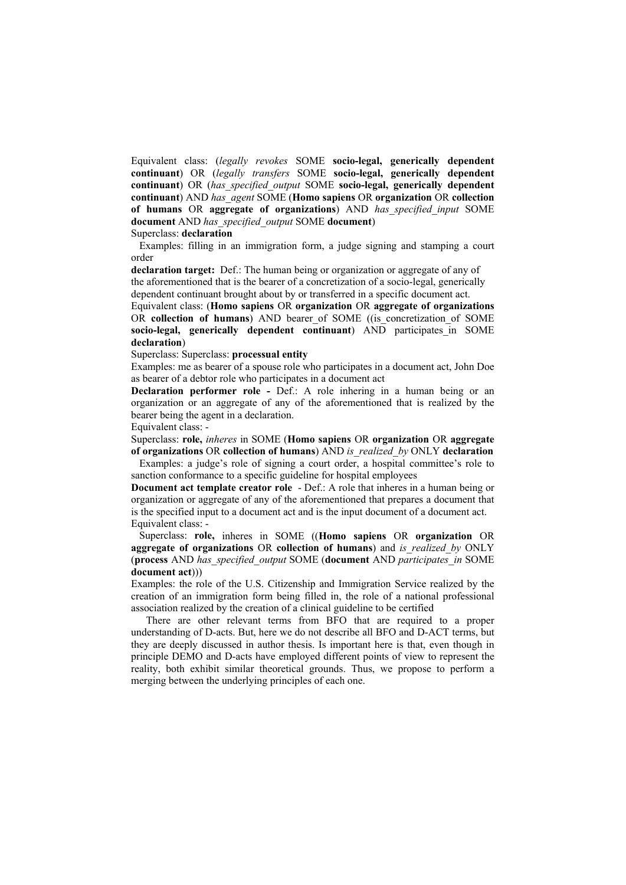Equivalent class: (*legally revokes* SOME **socio-legal, generically dependent continuant**) OR (*legally transfers* SOME **socio-legal, generically dependent continuant**) OR (*has_specified_output* SOME **socio-legal, generically dependent continuant**) AND *has_agent* SOME (**Homo sapiens** OR **organization** OR **collection of humans** OR **aggregate of organizations**) AND *has_specified_input* SOME **document** AND *has_specified_output* SOME **document**)

Superclass: **declaration**

Examples: filling in an immigration form, a judge signing and stamping a court order

**declaration target:** Def.: The human being or organization or aggregate of any of the aforementioned that is the bearer of a concretization of a socio-legal, generically dependent continuant brought about by or transferred in a specific document act.

Equivalent class: (**Homo sapiens** OR **organization** OR **aggregate of organizations** OR **collection of humans**) AND bearer_of SOME ((is_concretization_of SOME **socio-legal, generically dependent continuant**) AND participates_in SOME **declaration**)

Superclass: Superclass: **processual entity**

Examples: me as bearer of a spouse role who participates in a document act, John Doe as bearer of a debtor role who participates in a document act

**Declaration performer role -** Def.: A role inhering in a human being or an organization or an aggregate of any of the aforementioned that is realized by the bearer being the agent in a declaration.

Equivalent class: -

Superclass: **role,** *inheres* in SOME (**Homo sapiens** OR **organization** OR **aggregate of organizations** OR **collection of humans**) AND *is_realized_by* ONLY **declaration**

Examples: a judge's role of signing a court order, a hospital committee's role to sanction conformance to a specific guideline for hospital employees

**Document act template creator role** - Def.: A role that inheres in a human being or organization or aggregate of any of the aforementioned that prepares a document that is the specified input to a document act and is the input document of a document act.

Equivalent class: -

Superclass: **role,** inheres in SOME ((**Homo sapiens** OR **organization** OR **aggregate of organizations** OR **collection of humans**) and *is_realized_by* ONLY (**process** AND *has_specified_output* SOME (**document** AND *participates_in* SOME **document act**)))

Examples: the role of the U.S. Citizenship and Immigration Service realized by the creation of an immigration form being filled in, the role of a national professional association realized by the creation of a clinical guideline to be certified

There are other relevant terms from BFO that are required to a proper understanding of D-acts. But, here we do not describe all BFO and D-ACT terms, but they are deeply discussed in author thesis. Is important here is that, even though in principle DEMO and D-acts have employed different points of view to represent the reality, both exhibit similar theoretical grounds. Thus, we propose to perform a merging between the underlying principles of each one.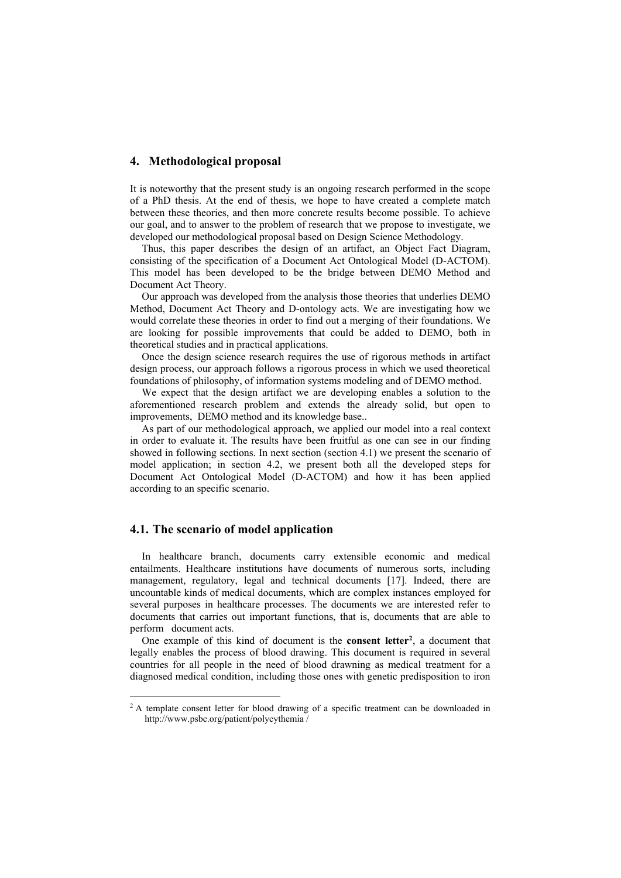## 4. Methodological proposal

It is noteworthy that the present study is an ongoing research performed in the scope of a PhD thesis. At the end of thesis, we hope to have created a complete match between these theories, and then more concrete results become possible. To achieve our goal, and to answer to the problem of research that we propose to investigate, we developed our methodological proposal based on Design Science Methodology.

Thus, this paper describes the design of an artifact, an Object Fact Diagram, consisting of the specification of a Document Act Ontological Model (D-ACTOM). This model has been developed to be the bridge between DEMO Method and Document Act Theory.

Our approach was developed from the analysis those theories that underlies DEMO Method, Document Act Theory and D-ontology acts. We are investigating how we would correlate these theories in order to find out a merging of their foundations. We are looking for possible improvements that could be added to DEMO, both in theoretical studies and in practical applications.

Once the design science research requires the use of rigorous methods in artifact design process, our approach follows a rigorous process in which we used theoretical foundations of philosophy, of information systems modeling and of DEMO method.

We expect that the design artifact we are developing enables a solution to the aforementioned research problem and extends the already solid, but open to improvements, DEMO method and its knowledge base..

As part of our methodological approach, we applied our model into a real context in order to evaluate it. The results have been fruitful as one can see in our finding showed in following sections. In next section (section 4.1) we present the scenario of model application; in section 4.2, we present both all the developed steps for Document Act Ontological Model (D-ACTOM) and how it has been applied according to an specific scenario.

### 4.1. The scenario of model application

In healthcare branch, documents carry extensible economic and medical entailments. Healthcare institutions have documents of numerous sorts, including management, regulatory, legal and technical documents [17]. Indeed, there are uncountable kinds of medical documents, which are complex instances employed for several purposes in healthcare processes. The documents we are interested refer to documents that carries out important functions, that is, documents that are able to perform document acts.

One example of this kind of document is the **consent letter**[2], a document that legally enables the process of blood drawing. This document is required in several countries for all people in the need of blood drawning as medical treatment for a diagnosed medical condition, including those ones with genetic predisposition to iron

[2] A template consent letter for blood drawing of a specific treatment can be downloaded in http://www.psbc.org/patient/polycythemia /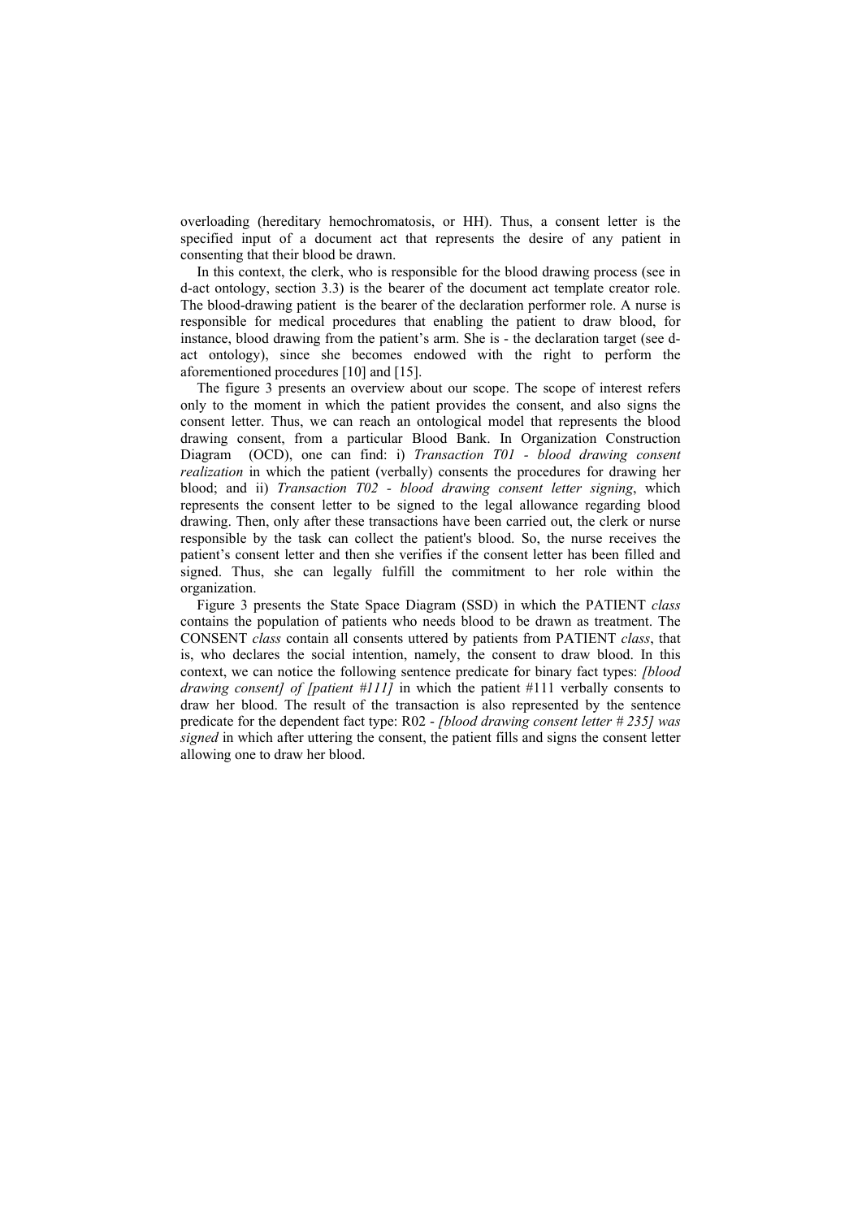overloading (hereditary hemochromatosis, or HH). Thus, a consent letter is the specified input of a document act that represents the desire of any patient in consenting that their blood be drawn.

In this context, the clerk, who is responsible for the blood drawing process (see in d-act ontology, section 3.3) is the bearer of the document act template creator role. The blood-drawing patient is the bearer of the declaration performer role. A nurse is responsible for medical procedures that enabling the patient to draw blood, for instance, blood drawing from the patient's arm. She is - the declaration target (see d-act ontology), since she becomes endowed with the right to perform the aforementioned procedures [10] and [15].

The figure 3 presents an overview about our scope. The scope of interest refers only to the moment in which the patient provides the consent, and also signs the consent letter. Thus, we can reach an ontological model that represents the blood drawing consent, from a particular Blood Bank. In Organization Construction Diagram (OCD), one can find: i) *Transaction T01 - blood drawing consent realization* in which the patient (verbally) consents the procedures for drawing her blood; and ii) *Transaction T02 - blood drawing consent letter signing*, which represents the consent letter to be signed to the legal allowance regarding blood drawing. Then, only after these transactions have been carried out, the clerk or nurse responsible by the task can collect the patient's blood. So, the nurse receives the patient's consent letter and then she verifies if the consent letter has been filled and signed. Thus, she can legally fulfill the commitment to her role within the organization.

Figure 3 presents the State Space Diagram (SSD) in which the PATIENT *class* contains the population of patients who needs blood to be drawn as treatment. The CONSENT *class* contain all consents uttered by patients from PATIENT *class*, that is, who declares the social intention, namely, the consent to draw blood. In this context, we can notice the following sentence predicate for binary fact types: *[blood drawing consent] of [patient #111]* in which the patient #111 verbally consents to draw her blood. The result of the transaction is also represented by the sentence predicate for the dependent fact type: R02 - *[blood drawing consent letter # 235] was signed* in which after uttering the consent, the patient fills and signs the consent letter allowing one to draw her blood.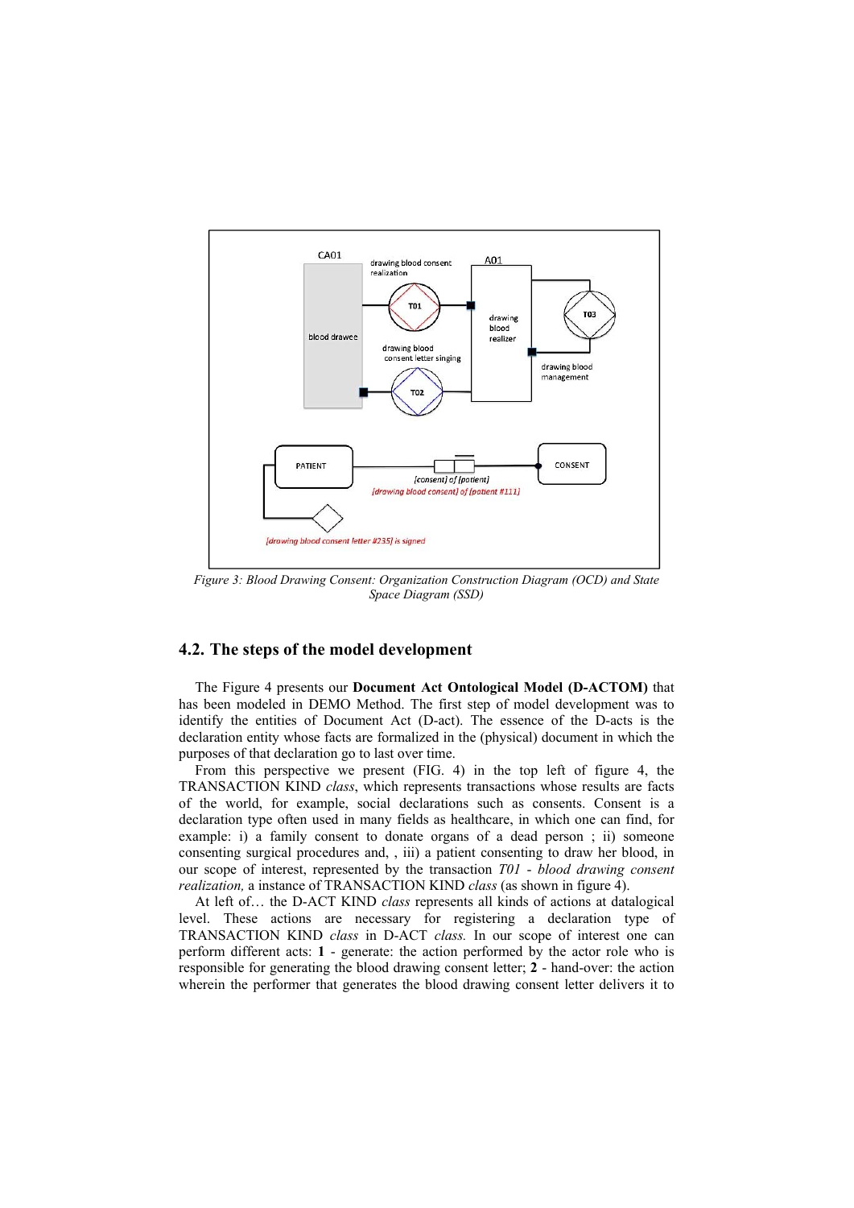Figure 3: Blood Drawing Consent: Organization Construction Diagram (OCD) and State Space Diagram (SSD)

## 4.2. The steps of the model development

The Figure 4 presents our **Document Act Ontological Model (D-ACTOM)** that has been modeled in DEMO Method. The first step of model development was to identify the entities of Document Act (D-act). The essence of the D-acts is the declaration entity whose facts are formalized in the (physical) document in which the purposes of that declaration go to last over time.

From this perspective we present (FIG. 4) in the top left of figure 4, the TRANSACTION KIND *class*, which represents transactions whose results are facts of the world, for example, social declarations such as consents. Consent is a declaration type often used in many fields as healthcare, in which one can find, for example: i) a family consent to donate organs of a dead person ; ii) someone consenting surgical procedures and, , iii) a patient consenting to draw her blood, in our scope of interest, represented by the transaction *T01 - blood drawing consent realization,* a instance of TRANSACTION KIND *class* (as shown in figure 4).

At left of… the D-ACT KIND *class* represents all kinds of actions at datalogical level. These actions are necessary for registering a declaration type of TRANSACTION KIND *class* in D-ACT *class.* In our scope of interest one can perform different acts: **1** - generate: the action performed by the actor role who is responsible for generating the blood drawing consent letter; **2** - hand-over: the action wherein the performer that generates the blood drawing consent letter delivers it to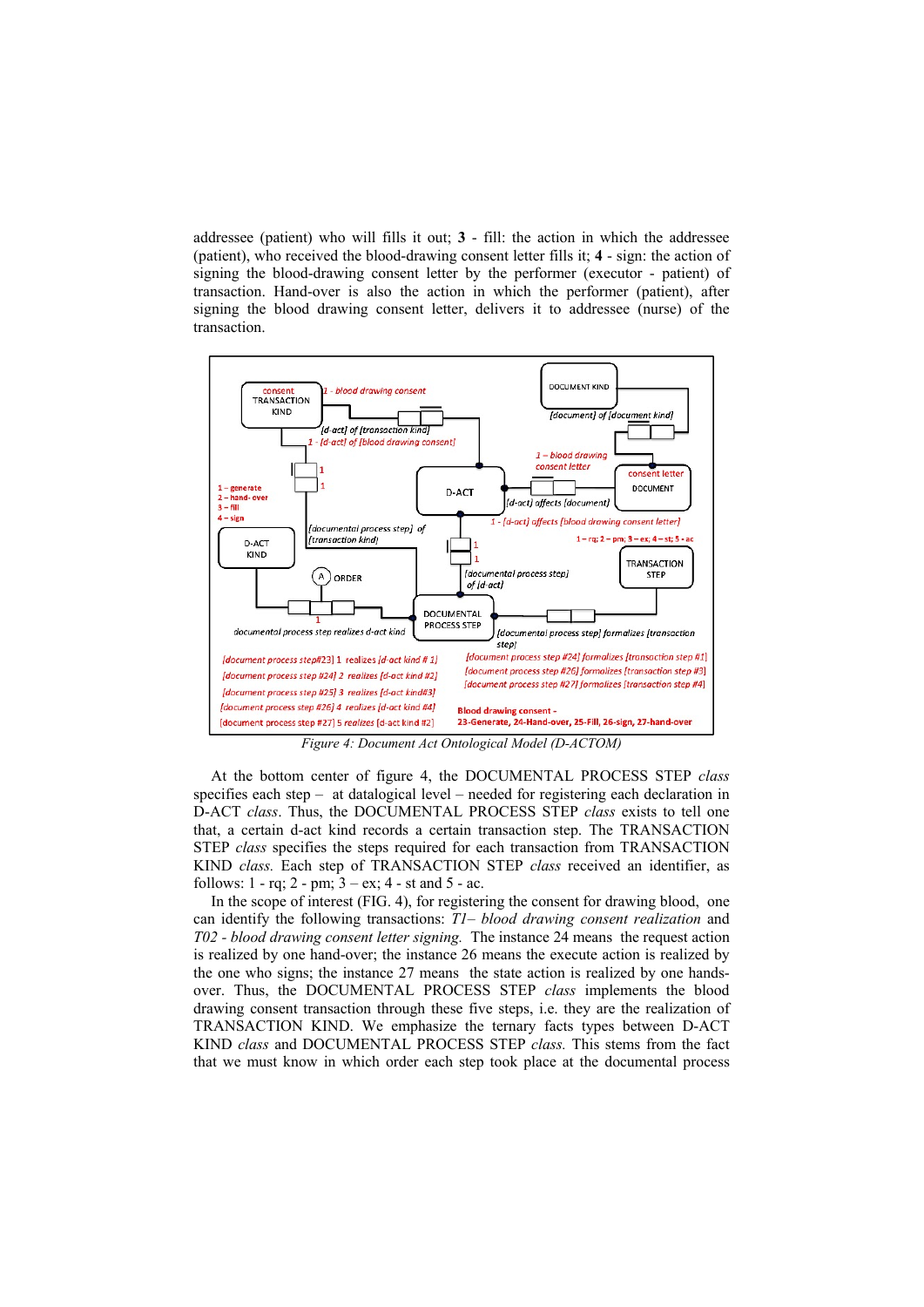addressee (patient) who will fills it out; **3** - fill: the action in which the addressee (patient), who received the blood-drawing consent letter fills it; **4** - sign: the action of signing the blood-drawing consent letter by the performer (executor - patient) of transaction. Hand-over is also the action in which the performer (patient), after signing the blood drawing consent letter, delivers it to addressee (nurse) of the transaction.

*Figure 4: Document Act Ontological Model (D-ACTOM)*

At the bottom center of figure 4, the DOCUMENTAL PROCESS STEP *class* specifies each step – at datalogical level – needed for registering each declaration in D-ACT *class*. Thus, the DOCUMENTAL PROCESS STEP *class* exists to tell one that, a certain d-act kind records a certain transaction step. The TRANSACTION STEP *class* specifies the steps required for each transaction from TRANSACTION KIND *class.* Each step of TRANSACTION STEP *class* received an identifier, as follows: 1 - rq; 2 - pm; 3 – ex; 4 - st and 5 - ac.

In the scope of interest (FIG. 4), for registering the consent for drawing blood, one can identify the following transactions: *T1– blood drawing consent realization* and *T02 - blood drawing consent letter signing.* The instance 24 means the request action is realized by one hand-over; the instance 26 means the execute action is realized by the one who signs; the instance 27 means the state action is realized by one hands-over. Thus, the DOCUMENTAL PROCESS STEP *class* implements the blood drawing consent transaction through these five steps, i.e. they are the realization of TRANSACTION KIND. We emphasize the ternary facts types between D-ACT KIND *class* and DOCUMENTAL PROCESS STEP *class.* This stems from the fact that we must know in which order each step took place at the documental process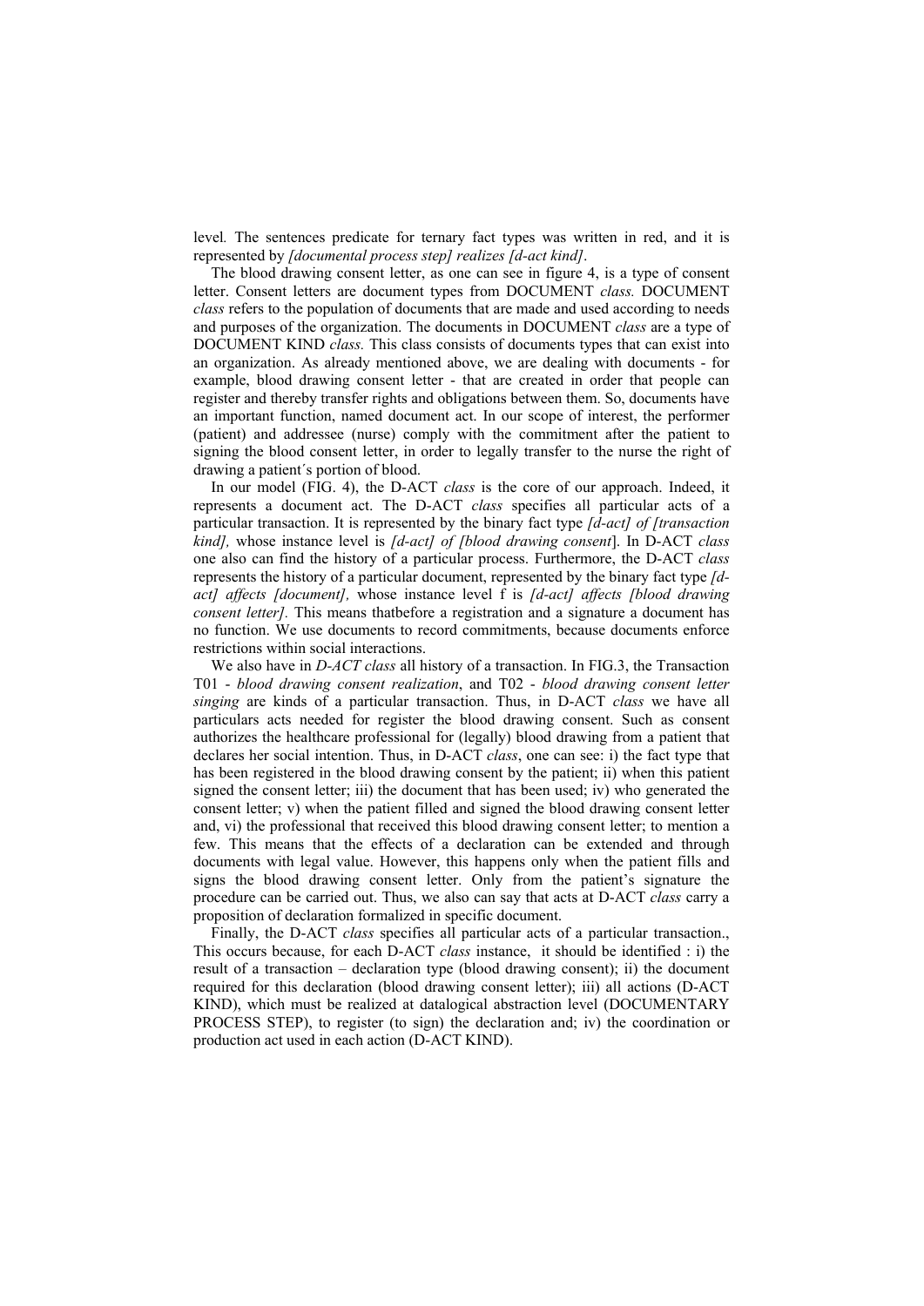level*.* The sentences predicate for ternary fact types was written in red, and it is represented by *[documental process step] realizes [d-act kind]*.

The blood drawing consent letter, as one can see in figure 4, is a type of consent letter. Consent letters are document types from DOCUMENT *class.* DOCUMENT *class* refers to the population of documents that are made and used according to needs and purposes of the organization. The documents in DOCUMENT *class* are a type of DOCUMENT KIND *class.* This class consists of documents types that can exist into an organization. As already mentioned above, we are dealing with documents - for example, blood drawing consent letter - that are created in order that people can register and thereby transfer rights and obligations between them. So, documents have an important function, named document act. In our scope of interest, the performer (patient) and addressee (nurse) comply with the commitment after the patient to signing the blood consent letter, in order to legally transfer to the nurse the right of drawing a patient´s portion of blood.

In our model (FIG. 4), the D-ACT *class* is the core of our approach. Indeed, it represents a document act. The D-ACT *class* specifies all particular acts of a particular transaction. It is represented by the binary fact type *[d-act] of [transaction kind],* whose instance level is *[d-act] of [blood drawing consent*]. In D-ACT *class* one also can find the history of a particular process. Furthermore, the D-ACT *class* represents the history of a particular document, represented by the binary fact type *[d-act] affects [document],* whose instance level f is *[d-act] affects [blood drawing consent letter].* This means thatbefore a registration and a signature a document has no function. We use documents to record commitments, because documents enforce restrictions within social interactions.

We also have in *D-ACT class* all history of a transaction. In FIG.3, the Transaction T01 - *blood drawing consent realization*, and T02 - *blood drawing consent letter singing* are kinds of a particular transaction. Thus, in D-ACT *class* we have all particulars acts needed for register the blood drawing consent. Such as consent authorizes the healthcare professional for (legally) blood drawing from a patient that declares her social intention. Thus, in D-ACT *class*, one can see: i) the fact type that has been registered in the blood drawing consent by the patient; ii) when this patient signed the consent letter; iii) the document that has been used; iv) who generated the consent letter; v) when the patient filled and signed the blood drawing consent letter and, vi) the professional that received this blood drawing consent letter; to mention a few. This means that the effects of a declaration can be extended and through documents with legal value. However, this happens only when the patient fills and signs the blood drawing consent letter. Only from the patient's signature the procedure can be carried out. Thus, we also can say that acts at D-ACT *class* carry a proposition of declaration formalized in specific document.

Finally, the D-ACT *class* specifies all particular acts of a particular transaction., This occurs because, for each D-ACT *class* instance, it should be identified : i) the result of a transaction – declaration type (blood drawing consent); ii) the document required for this declaration (blood drawing consent letter); iii) all actions (D-ACT KIND), which must be realized at datalogical abstraction level (DOCUMENTARY PROCESS STEP), to register (to sign) the declaration and; iv) the coordination or production act used in each action (D-ACT KIND).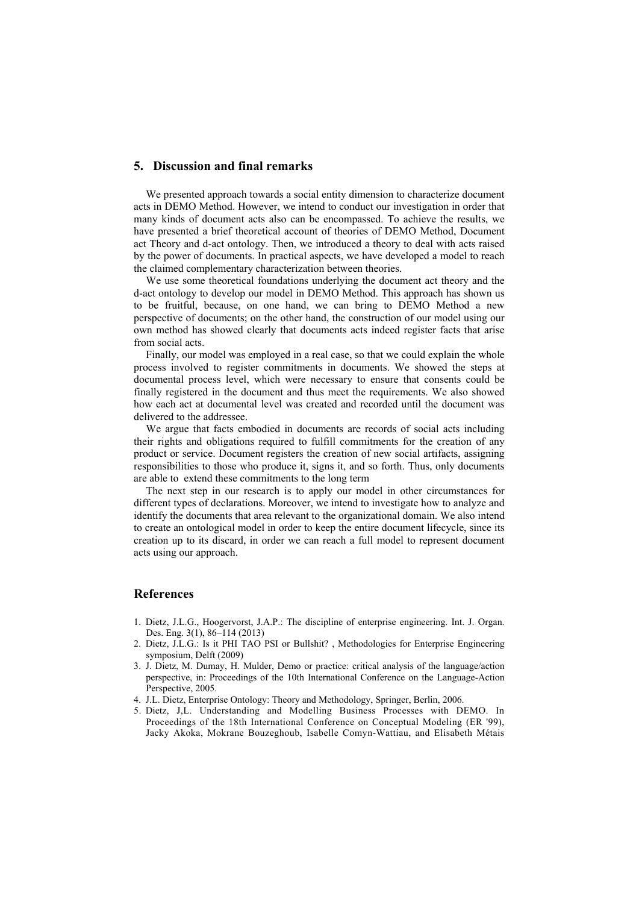## 5. Discussion and final remarks

We presented approach towards a social entity dimension to characterize document acts in DEMO Method. However, we intend to conduct our investigation in order that many kinds of document acts also can be encompassed. To achieve the results, we have presented a brief theoretical account of theories of DEMO Method, Document act Theory and d-act ontology. Then, we introduced a theory to deal with acts raised by the power of documents. In practical aspects, we have developed a model to reach the claimed complementary characterization between theories.

We use some theoretical foundations underlying the document act theory and the d-act ontology to develop our model in DEMO Method. This approach has shown us to be fruitful, because, on one hand, we can bring to DEMO Method a new perspective of documents; on the other hand, the construction of our model using our own method has showed clearly that documents acts indeed register facts that arise from social acts.

Finally, our model was employed in a real case, so that we could explain the whole process involved to register commitments in documents. We showed the steps at documental process level, which were necessary to ensure that consents could be finally registered in the document and thus meet the requirements. We also showed how each act at documental level was created and recorded until the document was delivered to the addressee.

We argue that facts embodied in documents are records of social acts including their rights and obligations required to fulfill commitments for the creation of any product or service. Document registers the creation of new social artifacts, assigning responsibilities to those who produce it, signs it, and so forth. Thus, only documents are able to extend these commitments to the long term

The next step in our research is to apply our model in other circumstances for different types of declarations. Moreover, we intend to investigate how to analyze and identify the documents that area relevant to the organizational domain. We also intend to create an ontological model in order to keep the entire document lifecycle, since its creation up to its discard, in order we can reach a full model to represent document acts using our approach.

## References

1. Dietz, J.L.G., Hoogervorst, J.A.P.: The discipline of enterprise engineering. Int. J. Organ. Des. Eng. 3(1), 86–114 (2013)
2. Dietz, J.L.G.: Is it PHI TAO PSI or Bullshit? , Methodologies for Enterprise Engineering symposium, Delft (2009)
3. J. Dietz, M. Dumay, H. Mulder, Demo or practice: critical analysis of the language/action perspective, in: Proceedings of the 10th International Conference on the Language-Action Perspective, 2005.
4. J.L. Dietz, Enterprise Ontology: Theory and Methodology, Springer, Berlin, 2006.
5. Dietz, J,L. Understanding and Modelling Business Processes with DEMO. In Proceedings of the 18th International Conference on Conceptual Modeling (ER '99), Jacky Akoka, Mokrane Bouzeghoub, Isabelle Comyn-Wattiau, and Elisabeth Métais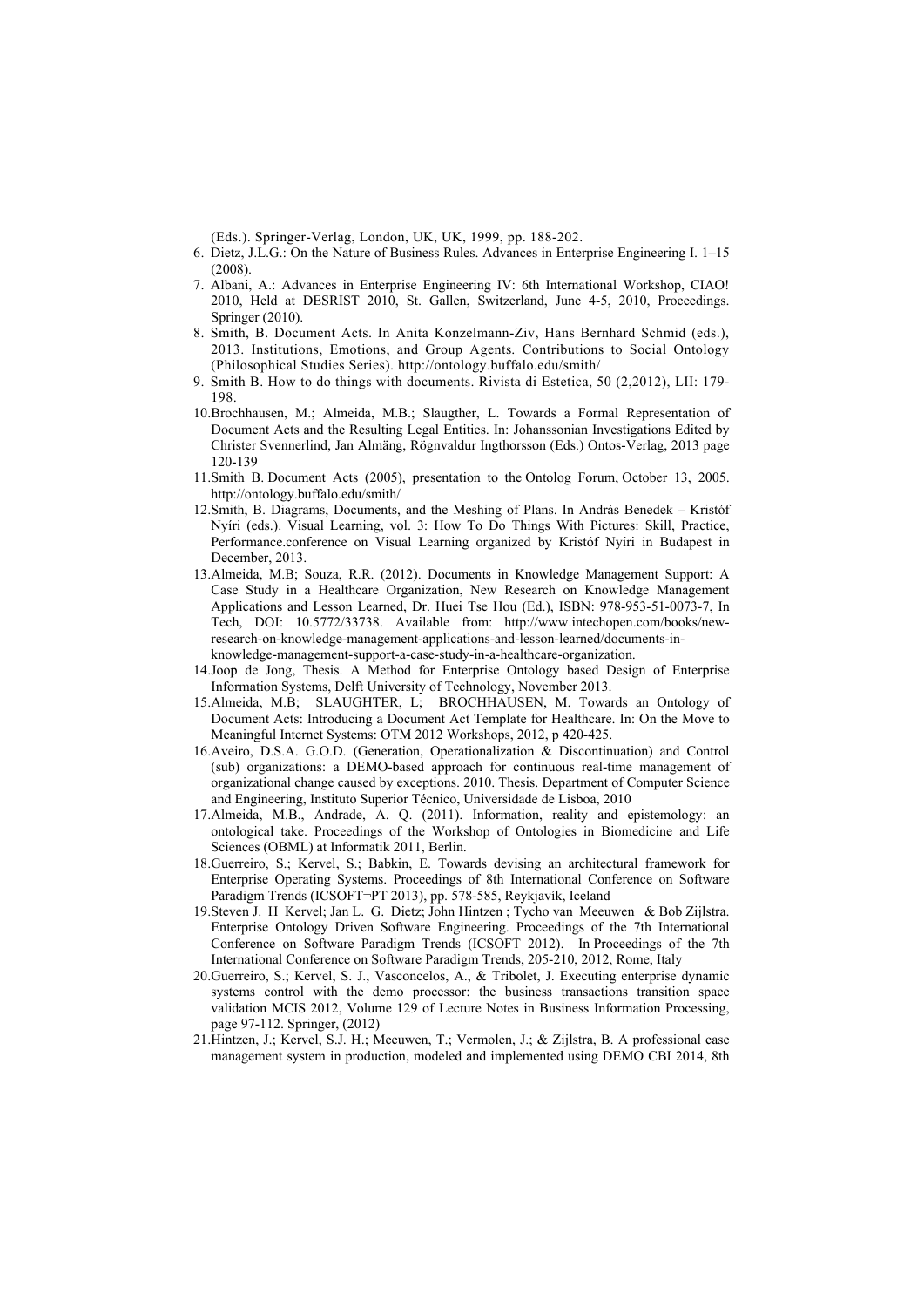(Eds.). Springer-Verlag, London, UK, UK, 1999, pp. 188-202.

6. Dietz, J.L.G.: On the Nature of Business Rules. Advances in Enterprise Engineering I. 1–15 (2008).
7. Albani, A.: Advances in Enterprise Engineering IV: 6th International Workshop, CIAO! 2010, Held at DESRIST 2010, St. Gallen, Switzerland, June 4-5, 2010, Proceedings. Springer (2010).
8. Smith, B. Document Acts. In Anita Konzelmann-Ziv, Hans Bernhard Schmid (eds.), 2013. Institutions, Emotions, and Group Agents. Contributions to Social Ontology (Philosophical Studies Series). http://ontology.buffalo.edu/smith/
9. Smith B. How to do things with documents. Rivista di Estetica, 50 (2,2012), LII: 179-198.
10. Brochhausen, M.; Almeida, M.B.; Slaugther, L. Towards a Formal Representation of Document Acts and the Resulting Legal Entities. In: Johanssonian Investigations Edited by Christer Svennerlind, Jan Almäng, Rögnvaldur Ingthorsson (Eds.) Ontos-Verlag, 2013 page 120-139
11. Smith B. Document Acts (2005), presentation to the Ontolog Forum, October 13, 2005. http://ontology.buffalo.edu/smith/
12. Smith, B. Diagrams, Documents, and the Meshing of Plans. In András Benedek – Kristóf Nyíri (eds.). Visual Learning, vol. 3: How To Do Things With Pictures: Skill, Practice, Performance.conference on Visual Learning organized by Kristóf Nyíri in Budapest in December, 2013.
13. Almeida, M.B; Souza, R.R. (2012). Documents in Knowledge Management Support: A Case Study in a Healthcare Organization, New Research on Knowledge Management Applications and Lesson Learned, Dr. Huei Tse Hou (Ed.), ISBN: 978-953-51-0073-7, In Tech, DOI: 10.5772/33738. Available from: http://www.intechopen.com/books/new-research-on-knowledge-management-applications-and-lesson-learned/documents-in-knowledge-management-support-a-case-study-in-a-healthcare-organization.
14. Joop de Jong, Thesis. A Method for Enterprise Ontology based Design of Enterprise Information Systems, Delft University of Technology, November 2013.
15. Almeida, M.B; SLAUGHTER, L; BROCHHAUSEN, M. Towards an Ontology of Document Acts: Introducing a Document Act Template for Healthcare. In: On the Move to Meaningful Internet Systems: OTM 2012 Workshops, 2012, p 420-425.
16. Aveiro, D.S.A. G.O.D. (Generation, Operationalization & Discontinuation) and Control (sub) organizations: a DEMO-based approach for continuous real-time management of organizational change caused by exceptions. 2010. Thesis. Department of Computer Science and Engineering, Instituto Superior Técnico, Universidade de Lisboa, 2010
17. Almeida, M.B., Andrade, A. Q. (2011). Information, reality and epistemology: an ontological take. Proceedings of the Workshop of Ontologies in Biomedicine and Life Sciences (OBML) at Informatik 2011, Berlin.
18. Guerreiro, S.; Kervel, S.; Babkin, E. Towards devising an architectural framework for Enterprise Operating Systems. Proceedings of 8th International Conference on Software Paradigm Trends (ICSOFT¬PT 2013), pp. 578-585, Reykjavík, Iceland
19. Steven J. H Kervel; Jan L. G. Dietz; John Hintzen ; Tycho van Meeuwen & Bob Zijlstra. Enterprise Ontology Driven Software Engineering. Proceedings of the 7th International Conference on Software Paradigm Trends (ICSOFT 2012). In Proceedings of the 7th International Conference on Software Paradigm Trends, 205-210, 2012, Rome, Italy
20. Guerreiro, S.; Kervel, S. J., Vasconcelos, A., & Tribolet, J. Executing enterprise dynamic systems control with the demo processor: the business transactions transition space validation MCIS 2012, Volume 129 of Lecture Notes in Business Information Processing, page 97-112. Springer, (2012)
21. Hintzen, J.; Kervel, S.J. H.; Meeuwen, T.; Vermolen, J.; & Zijlstra, B. A professional case management system in production, modeled and implemented using DEMO CBI 2014, 8th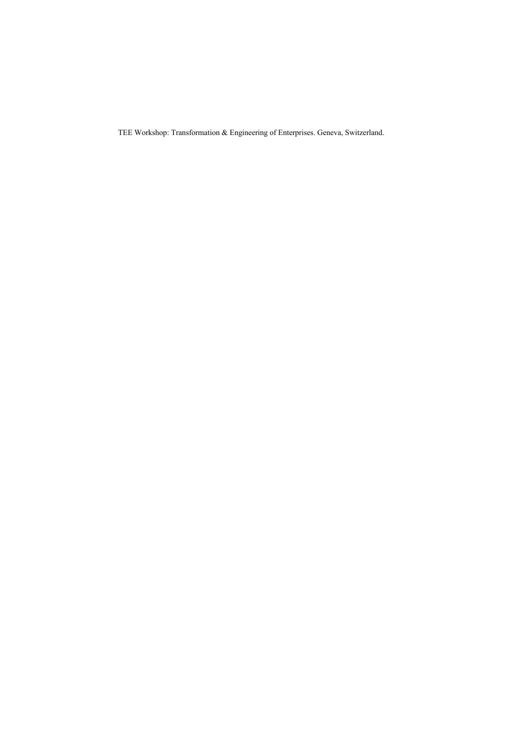TEE Workshop: Transformation & Engineering of Enterprises. Geneva, Switzerland.